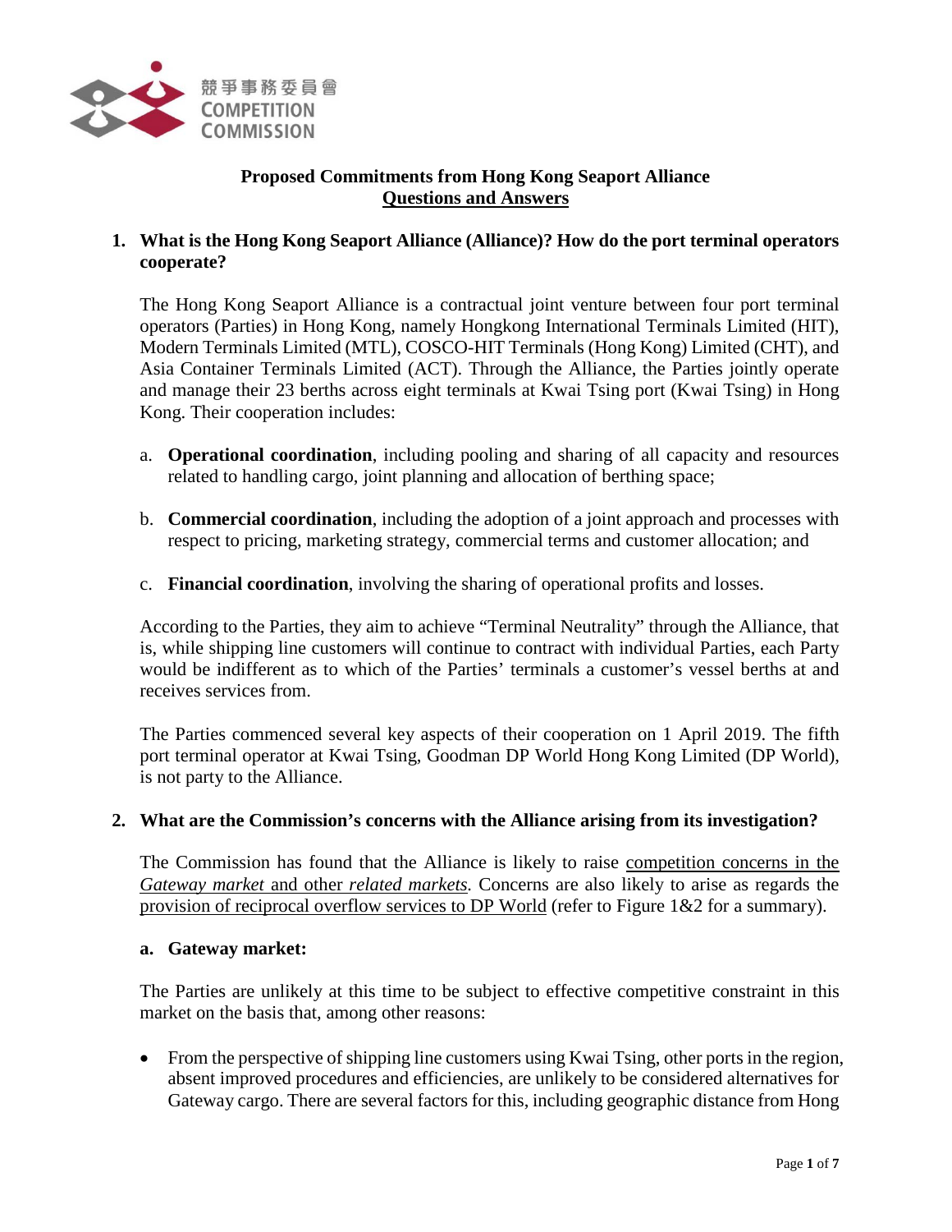競爭事務委員會
COMPETITION
COMMISSION

# Proposed Commitments from Hong Kong Seaport Alliance
## Questions and Answers

### 1. What is the Hong Kong Seaport Alliance (Alliance)? How do the port terminal operators cooperate?

The Hong Kong Seaport Alliance is a contractual joint venture between four port terminal operators (Parties) in Hong Kong, namely Hongkong International Terminals Limited (HIT), Modern Terminals Limited (MTL), COSCO-HIT Terminals (Hong Kong) Limited (CHT), and Asia Container Terminals Limited (ACT). Through the Alliance, the Parties jointly operate and manage their 23 berths across eight terminals at Kwai Tsing port (Kwai Tsing) in Hong Kong. Their cooperation includes:

a. **Operational coordination**, including pooling and sharing of all capacity and resources related to handling cargo, joint planning and allocation of berthing space;

b. **Commercial coordination**, including the adoption of a joint approach and processes with respect to pricing, marketing strategy, commercial terms and customer allocation; and

c. **Financial coordination**, involving the sharing of operational profits and losses.

According to the Parties, they aim to achieve "Terminal Neutrality" through the Alliance, that is, while shipping line customers will continue to contract with individual Parties, each Party would be indifferent as to which of the Parties' terminals a customer's vessel berths at and receives services from.

The Parties commenced several key aspects of their cooperation on 1 April 2019. The fifth port terminal operator at Kwai Tsing, Goodman DP World Hong Kong Limited (DP World), is not party to the Alliance.

### 2. What are the Commission's concerns with the Alliance arising from its investigation?

The Commission has found that the Alliance is likely to raise competition concerns in the *Gateway market* and other *related markets*. Concerns are also likely to arise as regards the provision of reciprocal overflow services to DP World (refer to Figure 1&2 for a summary).

#### a. Gateway market:

The Parties are unlikely at this time to be subject to effective competitive constraint in this market on the basis that, among other reasons:

- From the perspective of shipping line customers using Kwai Tsing, other ports in the region, absent improved procedures and efficiencies, are unlikely to be considered alternatives for Gateway cargo. There are several factors for this, including geographic distance from Hong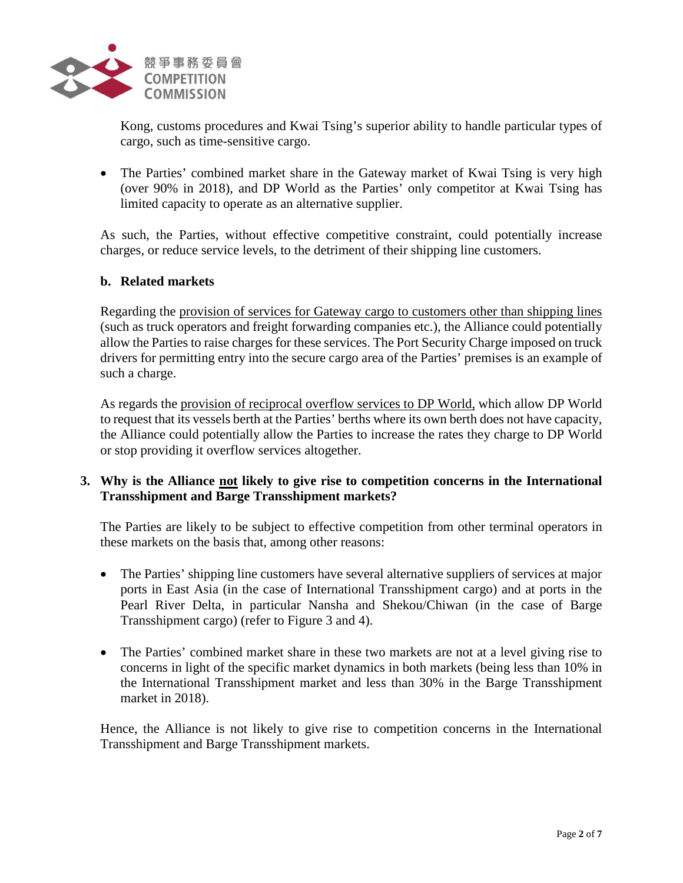Kong, customs procedures and Kwai Tsing's superior ability to handle particular types of cargo, such as time-sensitive cargo.

- The Parties' combined market share in the Gateway market of Kwai Tsing is very high (over 90% in 2018), and DP World as the Parties' only competitor at Kwai Tsing has limited capacity to operate as an alternative supplier.

As such, the Parties, without effective competitive constraint, could potentially increase charges, or reduce service levels, to the detriment of their shipping line customers.

### b. Related markets

Regarding the provision of services for Gateway cargo to customers other than shipping lines (such as truck operators and freight forwarding companies etc.), the Alliance could potentially allow the Parties to raise charges for these services. The Port Security Charge imposed on truck drivers for permitting entry into the secure cargo area of the Parties' premises is an example of such a charge.

As regards the provision of reciprocal overflow services to DP World, which allow DP World to request that its vessels berth at the Parties' berths where its own berth does not have capacity, the Alliance could potentially allow the Parties to increase the rates they charge to DP World or stop providing it overflow services altogether.

## 3. Why is the Alliance not likely to give rise to competition concerns in the International Transshipment and Barge Transshipment markets?

The Parties are likely to be subject to effective competition from other terminal operators in these markets on the basis that, among other reasons:

- The Parties' shipping line customers have several alternative suppliers of services at major ports in East Asia (in the case of International Transshipment cargo) and at ports in the Pearl River Delta, in particular Nansha and Shekou/Chiwan (in the case of Barge Transshipment cargo) (refer to Figure 3 and 4).

- The Parties' combined market share in these two markets are not at a level giving rise to concerns in light of the specific market dynamics in both markets (being less than 10% in the International Transshipment market and less than 30% in the Barge Transshipment market in 2018).

Hence, the Alliance is not likely to give rise to competition concerns in the International Transshipment and Barge Transshipment markets.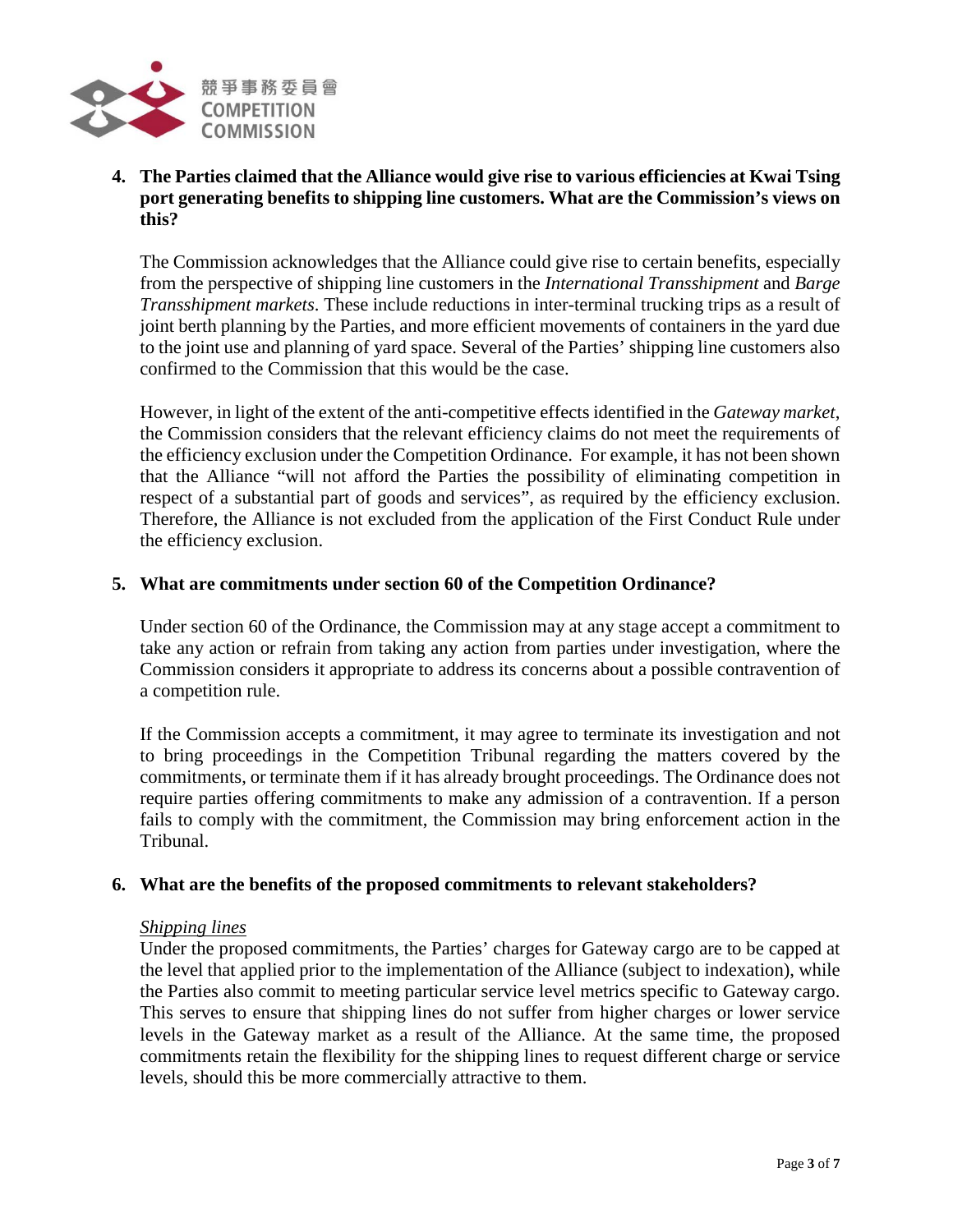**4. The Parties claimed that the Alliance would give rise to various efficiencies at Kwai Tsing port generating benefits to shipping line customers. What are the Commission's views on this?**

The Commission acknowledges that the Alliance could give rise to certain benefits, especially from the perspective of shipping line customers in the *International Transshipment* and *Barge Transshipment markets*. These include reductions in inter-terminal trucking trips as a result of joint berth planning by the Parties, and more efficient movements of containers in the yard due to the joint use and planning of yard space. Several of the Parties' shipping line customers also confirmed to the Commission that this would be the case.

However, in light of the extent of the anti-competitive effects identified in the *Gateway market*, the Commission considers that the relevant efficiency claims do not meet the requirements of the efficiency exclusion under the Competition Ordinance. For example, it has not been shown that the Alliance "will not afford the Parties the possibility of eliminating competition in respect of a substantial part of goods and services", as required by the efficiency exclusion. Therefore, the Alliance is not excluded from the application of the First Conduct Rule under the efficiency exclusion.

**5. What are commitments under section 60 of the Competition Ordinance?**

Under section 60 of the Ordinance, the Commission may at any stage accept a commitment to take any action or refrain from taking any action from parties under investigation, where the Commission considers it appropriate to address its concerns about a possible contravention of a competition rule.

If the Commission accepts a commitment, it may agree to terminate its investigation and not to bring proceedings in the Competition Tribunal regarding the matters covered by the commitments, or terminate them if it has already brought proceedings. The Ordinance does not require parties offering commitments to make any admission of a contravention. If a person fails to comply with the commitment, the Commission may bring enforcement action in the Tribunal.

**6. What are the benefits of the proposed commitments to relevant stakeholders?**

*Shipping lines*

Under the proposed commitments, the Parties' charges for Gateway cargo are to be capped at the level that applied prior to the implementation of the Alliance (subject to indexation), while the Parties also commit to meeting particular service level metrics specific to Gateway cargo. This serves to ensure that shipping lines do not suffer from higher charges or lower service levels in the Gateway market as a result of the Alliance. At the same time, the proposed commitments retain the flexibility for the shipping lines to request different charge or service levels, should this be more commercially attractive to them.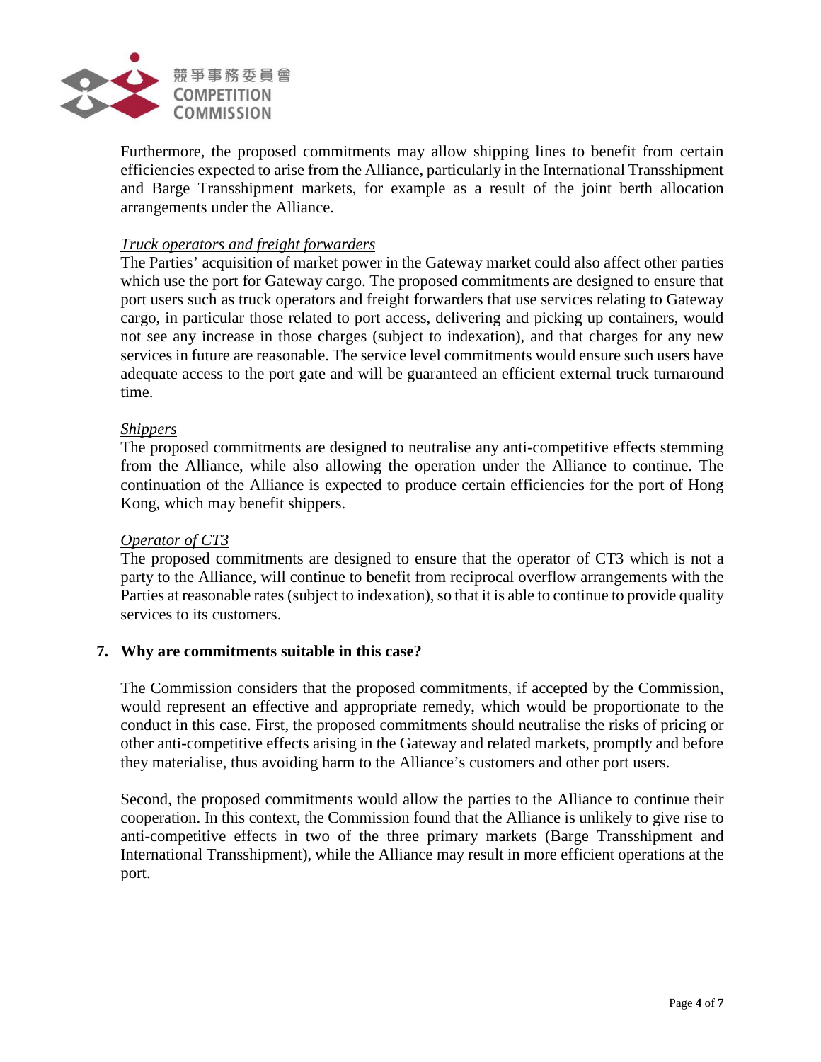Furthermore, the proposed commitments may allow shipping lines to benefit from certain efficiencies expected to arise from the Alliance, particularly in the International Transshipment and Barge Transshipment markets, for example as a result of the joint berth allocation arrangements under the Alliance.

*Truck operators and freight forwarders*

The Parties' acquisition of market power in the Gateway market could also affect other parties which use the port for Gateway cargo. The proposed commitments are designed to ensure that port users such as truck operators and freight forwarders that use services relating to Gateway cargo, in particular those related to port access, delivering and picking up containers, would not see any increase in those charges (subject to indexation), and that charges for any new services in future are reasonable. The service level commitments would ensure such users have adequate access to the port gate and will be guaranteed an efficient external truck turnaround time.

*Shippers*

The proposed commitments are designed to neutralise any anti-competitive effects stemming from the Alliance, while also allowing the operation under the Alliance to continue. The continuation of the Alliance is expected to produce certain efficiencies for the port of Hong Kong, which may benefit shippers.

*Operator of CT3*

The proposed commitments are designed to ensure that the operator of CT3 which is not a party to the Alliance, will continue to benefit from reciprocal overflow arrangements with the Parties at reasonable rates (subject to indexation), so that it is able to continue to provide quality services to its customers.

## 7. Why are commitments suitable in this case?

The Commission considers that the proposed commitments, if accepted by the Commission, would represent an effective and appropriate remedy, which would be proportionate to the conduct in this case. First, the proposed commitments should neutralise the risks of pricing or other anti-competitive effects arising in the Gateway and related markets, promptly and before they materialise, thus avoiding harm to the Alliance's customers and other port users.

Second, the proposed commitments would allow the parties to the Alliance to continue their cooperation. In this context, the Commission found that the Alliance is unlikely to give rise to anti-competitive effects in two of the three primary markets (Barge Transshipment and International Transshipment), while the Alliance may result in more efficient operations at the port.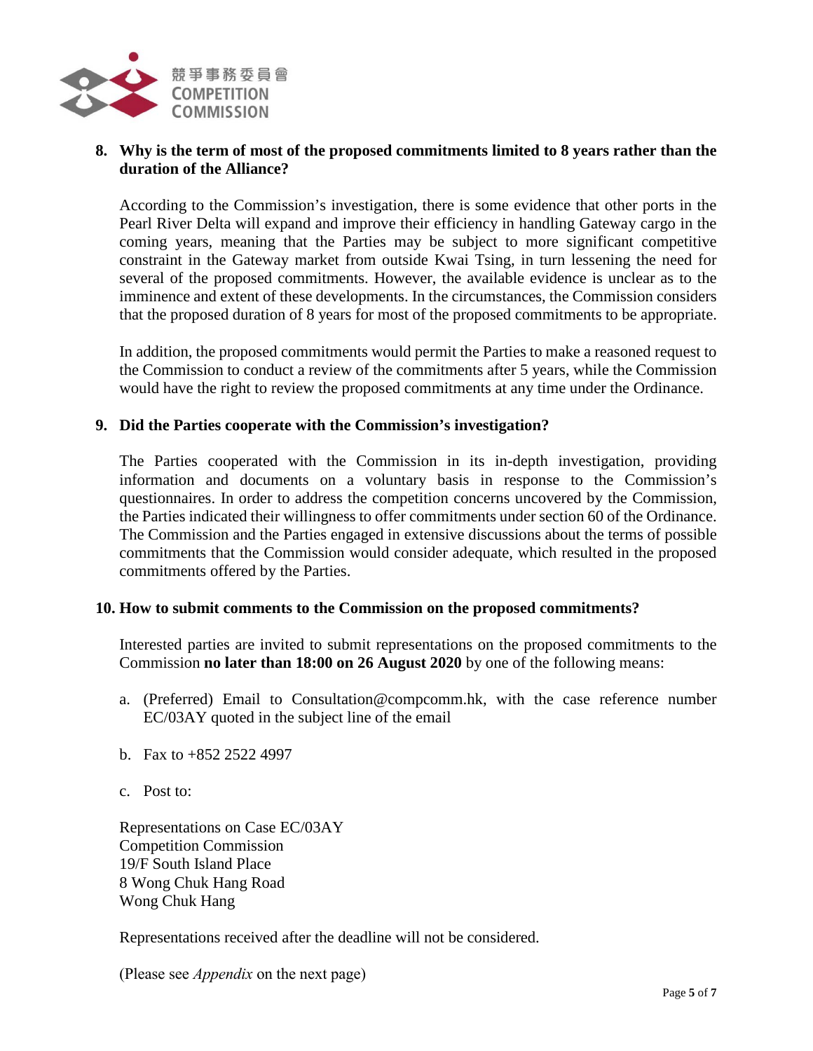## 8. Why is the term of most of the proposed commitments limited to 8 years rather than the duration of the Alliance?

According to the Commission's investigation, there is some evidence that other ports in the Pearl River Delta will expand and improve their efficiency in handling Gateway cargo in the coming years, meaning that the Parties may be subject to more significant competitive constraint in the Gateway market from outside Kwai Tsing, in turn lessening the need for several of the proposed commitments. However, the available evidence is unclear as to the imminence and extent of these developments. In the circumstances, the Commission considers that the proposed duration of 8 years for most of the proposed commitments to be appropriate.

In addition, the proposed commitments would permit the Parties to make a reasoned request to the Commission to conduct a review of the commitments after 5 years, while the Commission would have the right to review the proposed commitments at any time under the Ordinance.

## 9. Did the Parties cooperate with the Commission's investigation?

The Parties cooperated with the Commission in its in-depth investigation, providing information and documents on a voluntary basis in response to the Commission's questionnaires. In order to address the competition concerns uncovered by the Commission, the Parties indicated their willingness to offer commitments under section 60 of the Ordinance. The Commission and the Parties engaged in extensive discussions about the terms of possible commitments that the Commission would consider adequate, which resulted in the proposed commitments offered by the Parties.

## 10. How to submit comments to the Commission on the proposed commitments?

Interested parties are invited to submit representations on the proposed commitments to the Commission **no later than 18:00 on 26 August 2020** by one of the following means:

a. (Preferred) Email to Consultation@compcomm.hk, with the case reference number EC/03AY quoted in the subject line of the email

b. Fax to +852 2522 4997

c. Post to:

Representations on Case EC/03AY
Competition Commission
19/F South Island Place
8 Wong Chuk Hang Road
Wong Chuk Hang

Representations received after the deadline will not be considered.

(Please see *Appendix* on the next page)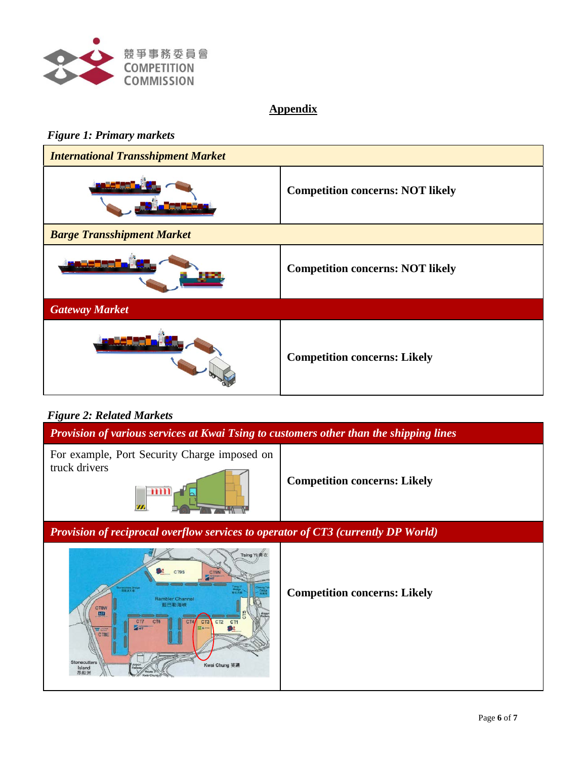## Appendix

*Figure 1: Primary markets*

| | |
|---|---|
| ***International Transshipment Market*** | |
| | **Competition concerns: NOT likely** |
| ***Barge Transshipment Market*** | |
| | **Competition concerns: NOT likely** |
| ***Gateway Market*** | |
| | **Competition concerns: Likely** |

*Figure 2: Related Markets*

| | |
|---|---|
| ***Provision of various services at Kwai Tsing to customers other than the shipping lines*** | |
| For example, Port Security Charge imposed on truck drivers | **Competition concerns: Likely** |
| ***Provision of reciprocal overflow services to operator of CT3 (currently DP World)*** | |
| | **Competition concerns: Likely** |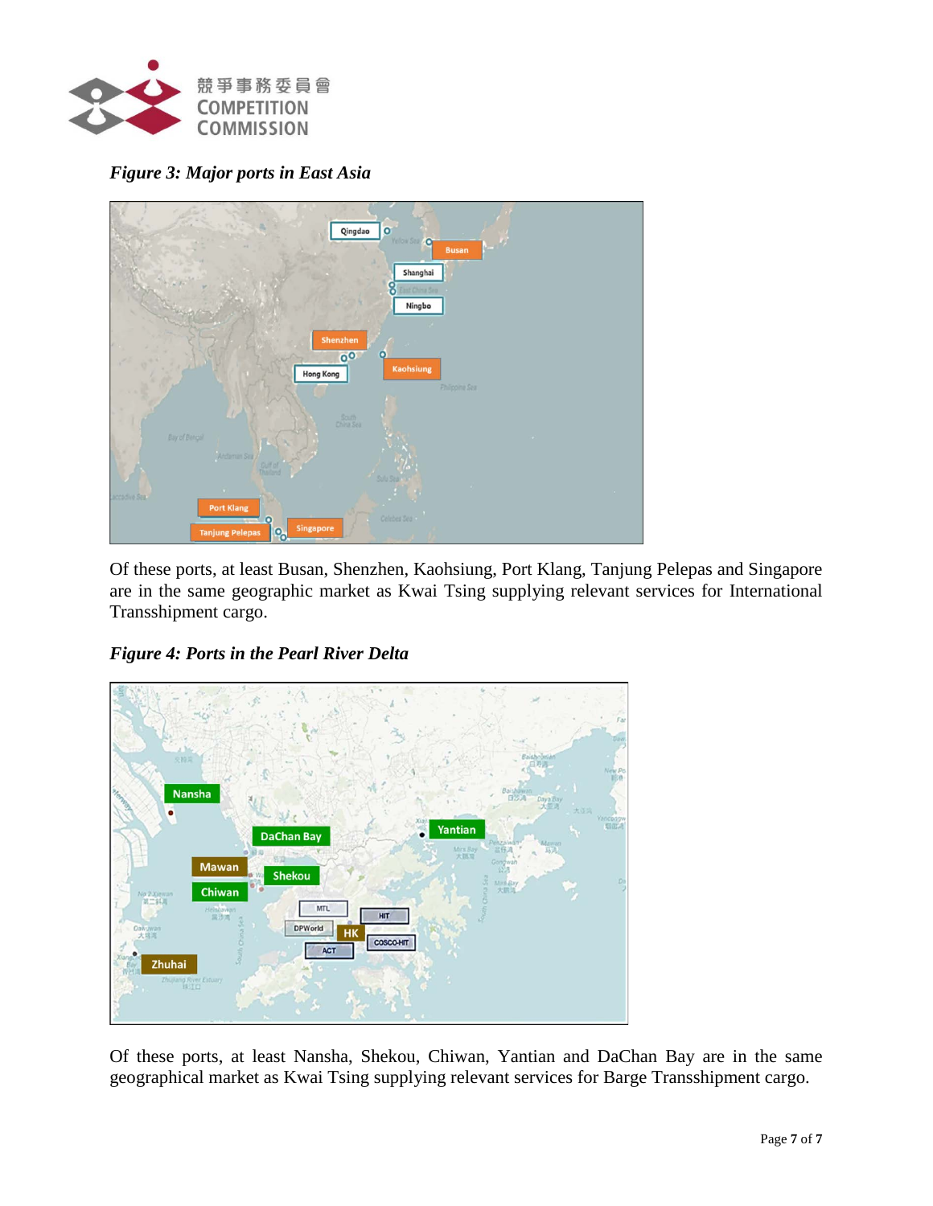*Figure 3: Major ports in East Asia*

Qingdao
Busan
Shanghai
Ningbo
Shenzhen
Hong Kong
Kaohsiung
Port Klang
Tanjung Pelepas
Singapore

Of these ports, at least Busan, Shenzhen, Kaohsiung, Port Klang, Tanjung Pelepas and Singapore are in the same geographic market as Kwai Tsing supplying relevant services for International Transshipment cargo.

*Figure 4: Ports in the Pearl River Delta*

Nansha
DaChan Bay
Yantian
Mawan
Shekou
Chiwan
MTL
HIT
DPWorld
HK
COSCO-HIT
ACT
Zhuhai

Of these ports, at least Nansha, Shekou, Chiwan, Yantian and DaChan Bay are in the same geographical market as Kwai Tsing supplying relevant services for Barge Transshipment cargo.